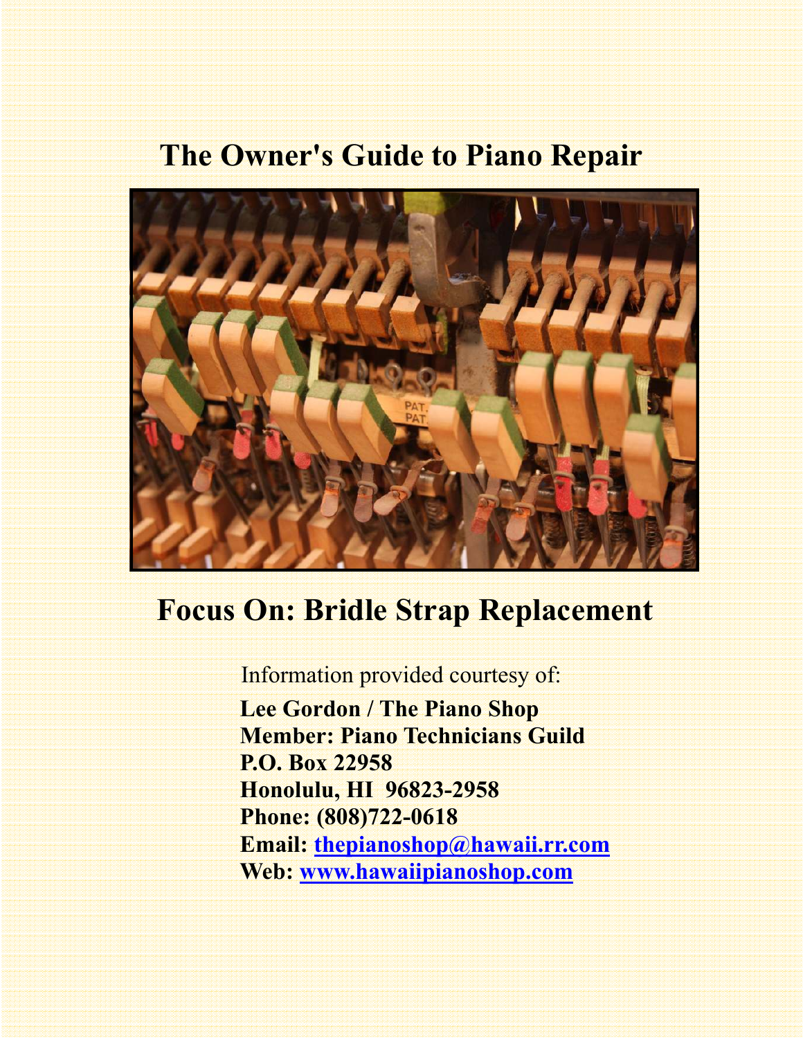# The Owner's Guide to Piano Repair

## Focus On: Bridle Strap Replacement

Information provided courtesy of:

**Lee Gordon / The Piano Shop**
**Member: Piano Technicians Guild**
**P.O. Box 22958**
**Honolulu, HI 96823-2958**
**Phone: (808)722-0618**
**Email: [thepianoshop@hawaii.rr.com](mailto:thepianoshop@hawaii.rr.com)**
**Web: [www.hawaiipianoshop.com](http://www.hawaiipianoshop.com)**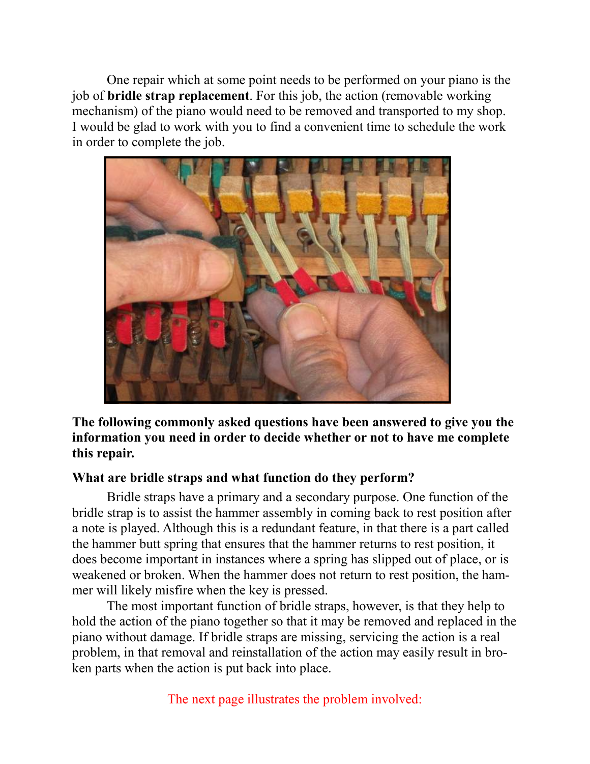One repair which at some point needs to be performed on your piano is the job of **bridle strap replacement**. For this job, the action (removable working mechanism) of the piano would need to be removed and transported to my shop. I would be glad to work with you to find a convenient time to schedule the work in order to complete the job.

**The following commonly asked questions have been answered to give you the information you need in order to decide whether or not to have me complete this repair.**

**What are bridle straps and what function do they perform?**

Bridle straps have a primary and a secondary purpose. One function of the bridle strap is to assist the hammer assembly in coming back to rest position after a note is played. Although this is a redundant feature, in that there is a part called the hammer butt spring that ensures that the hammer returns to rest position, it does become important in instances where a spring has slipped out of place, or is weakened or broken. When the hammer does not return to rest position, the hammer will likely misfire when the key is pressed.

The most important function of bridle straps, however, is that they help to hold the action of the piano together so that it may be removed and replaced in the piano without damage. If bridle straps are missing, servicing the action is a real problem, in that removal and reinstallation of the action may easily result in broken parts when the action is put back into place.

The next page illustrates the problem involved: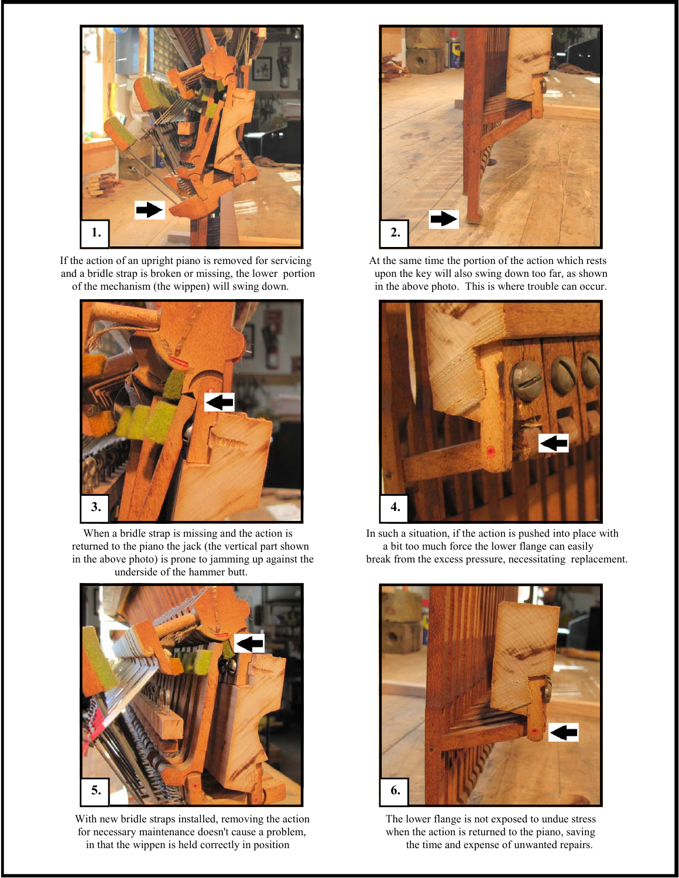1.

If the action of an upright piano is removed for servicing and a bridle strap is broken or missing, the lower portion of the mechanism (the wippen) will swing down.

2.

At the same time the portion of the action which rests upon the key will also swing down too far, as shown in the above photo. This is where trouble can occur.

3.

When a bridle strap is missing and the action is returned to the piano the jack (the vertical part shown in the above photo) is prone to jamming up against the underside of the hammer butt.

4.

In such a situation, if the action is pushed into place with a bit too much force the lower flange can easily break from the excess pressure, necessitating replacement.

5.

With new bridle straps installed, removing the action for necessary maintenance doesn't cause a problem, in that the wippen is held correctly in position

6.

The lower flange is not exposed to undue stress when the action is returned to the piano, saving the time and expense of unwanted repairs.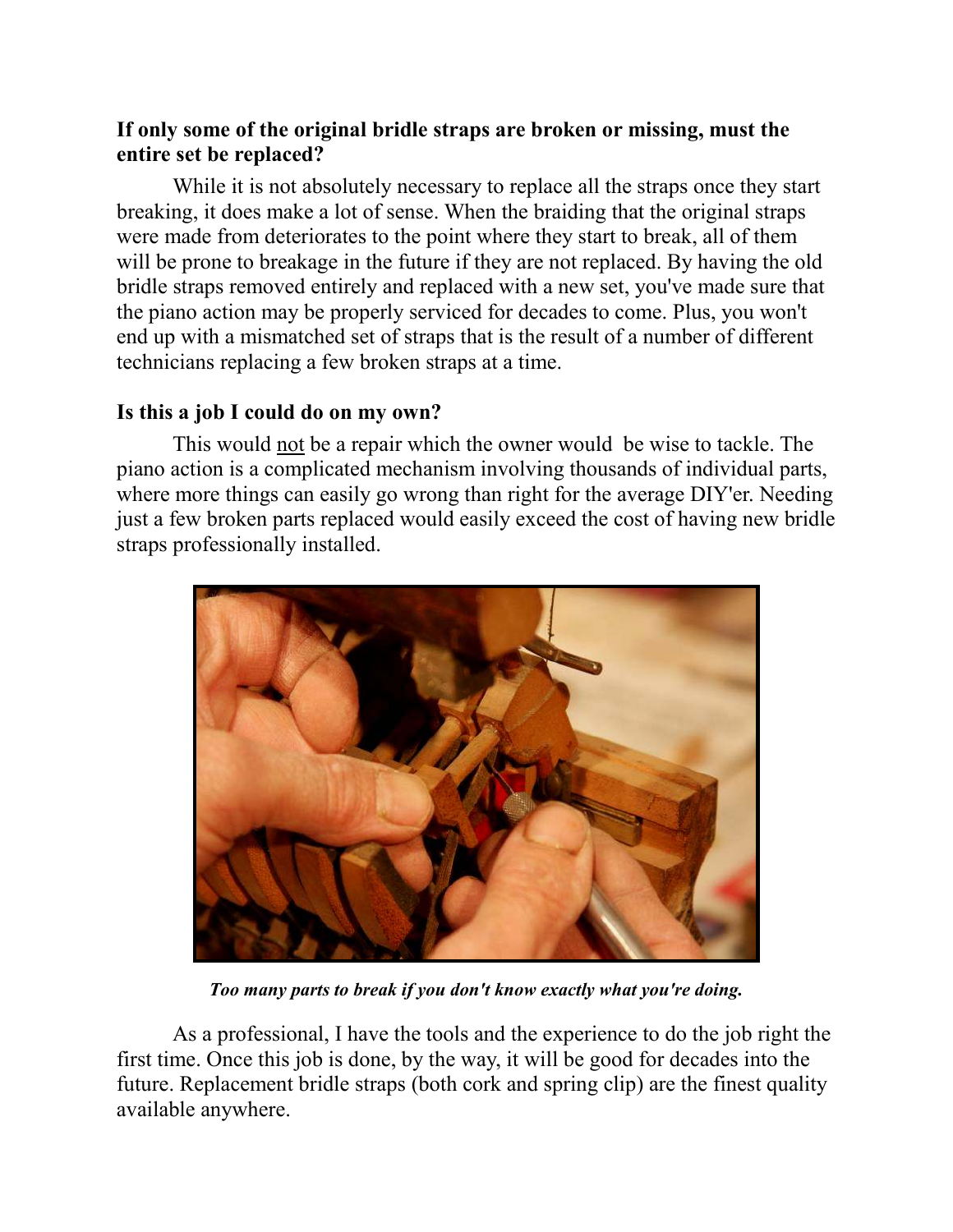### If only some of the original bridle straps are broken or missing, must the entire set be replaced?

While it is not absolutely necessary to replace all the straps once they start breaking, it does make a lot of sense. When the braiding that the original straps were made from deteriorates to the point where they start to break, all of them will be prone to breakage in the future if they are not replaced. By having the old bridle straps removed entirely and replaced with a new set, you've made sure that the piano action may be properly serviced for decades to come. Plus, you won't end up with a mismatched set of straps that is the result of a number of different technicians replacing a few broken straps at a time.

### Is this a job I could do on my own?

This would not be a repair which the owner would be wise to tackle. The piano action is a complicated mechanism involving thousands of individual parts, where more things can easily go wrong than right for the average DIY'er. Needing just a few broken parts replaced would easily exceed the cost of having new bridle straps professionally installed.

***Too many parts to break if you don't know exactly what you're doing.***

As a professional, I have the tools and the experience to do the job right the first time. Once this job is done, by the way, it will be good for decades into the future. Replacement bridle straps (both cork and spring clip) are the finest quality available anywhere.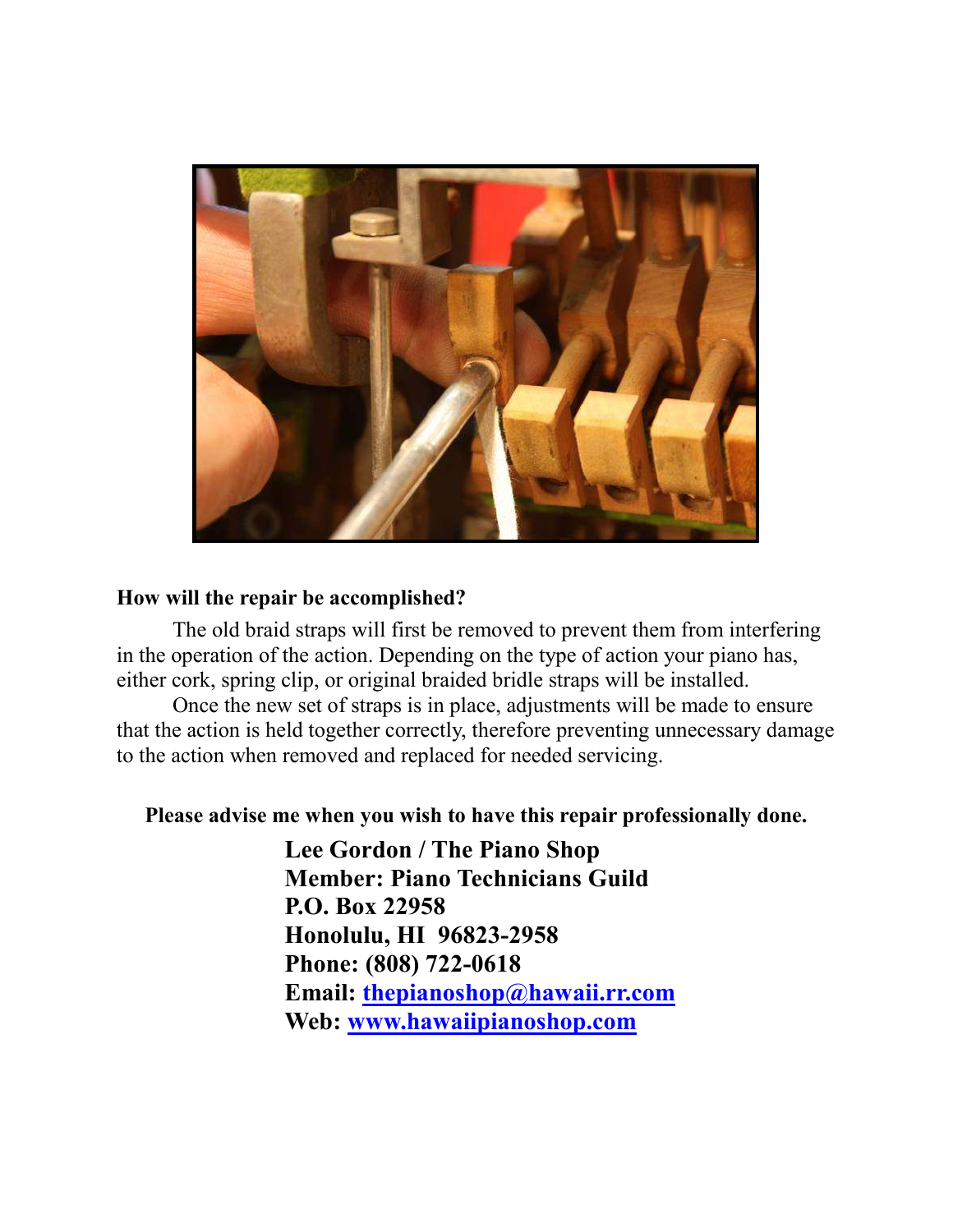**How will the repair be accomplished?**

The old braid straps will first be removed to prevent them from interfering in the operation of the action. Depending on the type of action your piano has, either cork, spring clip, or original braided bridle straps will be installed.

Once the new set of straps is in place, adjustments will be made to ensure that the action is held together correctly, therefore preventing unnecessary damage to the action when removed and replaced for needed servicing.

**Please advise me when you wish to have this repair professionally done.**

**Lee Gordon / The Piano Shop**
**Member: Piano Technicians Guild**
**P.O. Box 22958**
**Honolulu, HI 96823-2958**
**Phone: (808) 722-0618**
**Email: [thepianoshop@hawaii.rr.com](mailto:thepianoshop@hawaii.rr.com)**
**Web: [www.hawaiipianoshop.com](http://www.hawaiipianoshop.com)**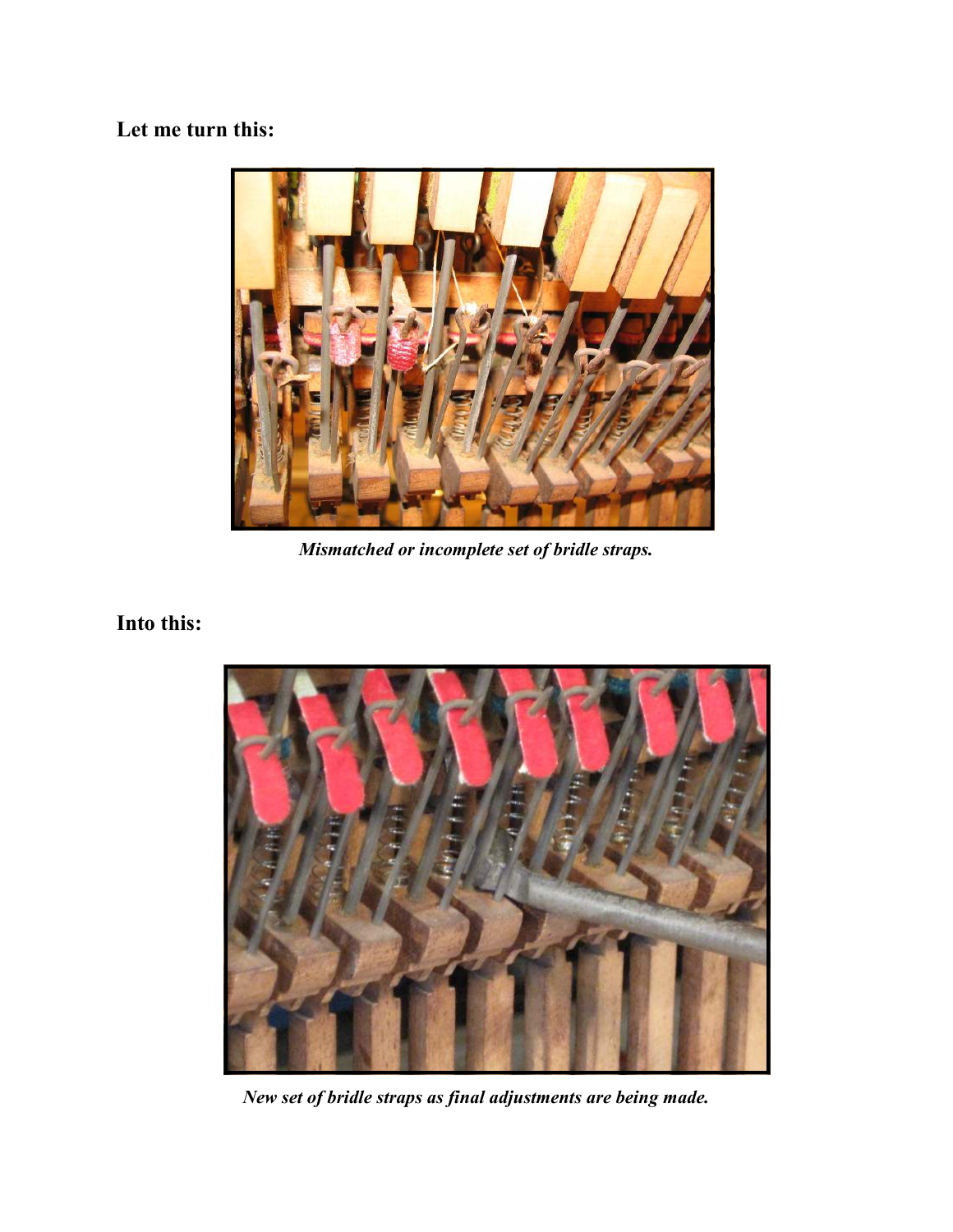**Let me turn this:**

*Mismatched or incomplete set of bridle straps.*

**Into this:**

*New set of bridle straps as final adjustments are being made.*